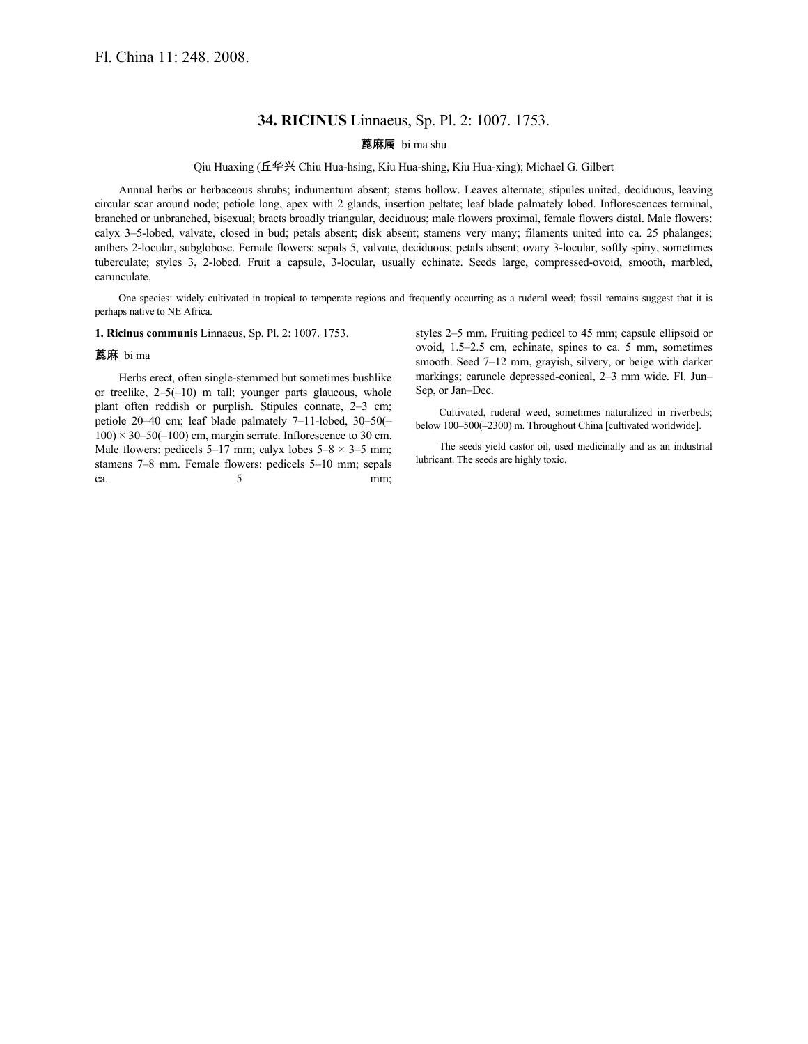Fl. China 11: 248. 2008.

# 34. RICINUS Linnaeus, Sp. Pl. 2: 1007. 1753.

**蓖麻属** bi ma shu

Qiu Huaxing (丘华兴 Chiu Hua-hsing, Kiu Hua-shing, Kiu Hua-xing); Michael G. Gilbert

Annual herbs or herbaceous shrubs; indumentum absent; stems hollow. Leaves alternate; stipules united, deciduous, leaving circular scar around node; petiole long, apex with 2 glands, insertion peltate; leaf blade palmately lobed. Inflorescences terminal, branched or unbranched, bisexual; bracts broadly triangular, deciduous; male flowers proximal, female flowers distal. Male flowers: calyx 3–5-lobed, valvate, closed in bud; petals absent; disk absent; stamens very many; filaments united into ca. 25 phalanges; anthers 2-locular, subglobose. Female flowers: sepals 5, valvate, deciduous; petals absent; ovary 3-locular, softly spiny, sometimes tuberculate; styles 3, 2-lobed. Fruit a capsule, 3-locular, usually echinate. Seeds large, compressed-ovoid, smooth, marbled, carunculate.

One species: widely cultivated in tropical to temperate regions and frequently occurring as a ruderal weed; fossil remains suggest that it is perhaps native to NE Africa.

**1. Ricinus communis** Linnaeus, Sp. Pl. 2: 1007. 1753.

**蓖麻** bi ma

Herbs erect, often single-stemmed but sometimes bushlike or treelike, 2–5(–10) m tall; younger parts glaucous, whole plant often reddish or purplish. Stipules connate, 2–3 cm; petiole 20–40 cm; leaf blade palmately 7–11-lobed, 30–50(–100) × 30–50(–100) cm, margin serrate. Inflorescence to 30 cm. Male flowers: pedicels 5–17 mm; calyx lobes 5–8 × 3–5 mm; stamens 7–8 mm. Female flowers: pedicels 5–10 mm; sepals ca. 5 mm; styles 2–5 mm. Fruiting pedicel to 45 mm; capsule ellipsoid or ovoid, 1.5–2.5 cm, echinate, spines to ca. 5 mm, sometimes smooth. Seed 7–12 mm, grayish, silvery, or beige with darker markings; caruncle depressed-conical, 2–3 mm wide. Fl. Jun–Sep, or Jan–Dec.

Cultivated, ruderal weed, sometimes naturalized in riverbeds; below 100–500(–2300) m. Throughout China [cultivated worldwide].

The seeds yield castor oil, used medicinally and as an industrial lubricant. The seeds are highly toxic.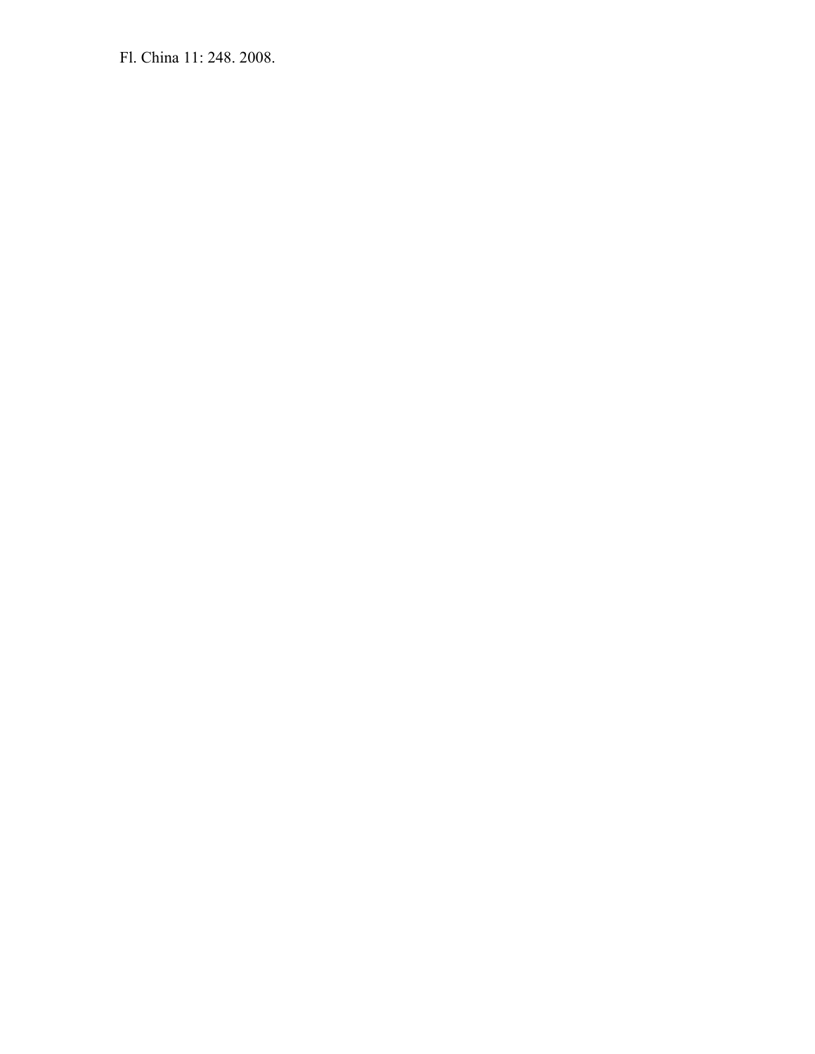Fl. China 11: 248. 2008.